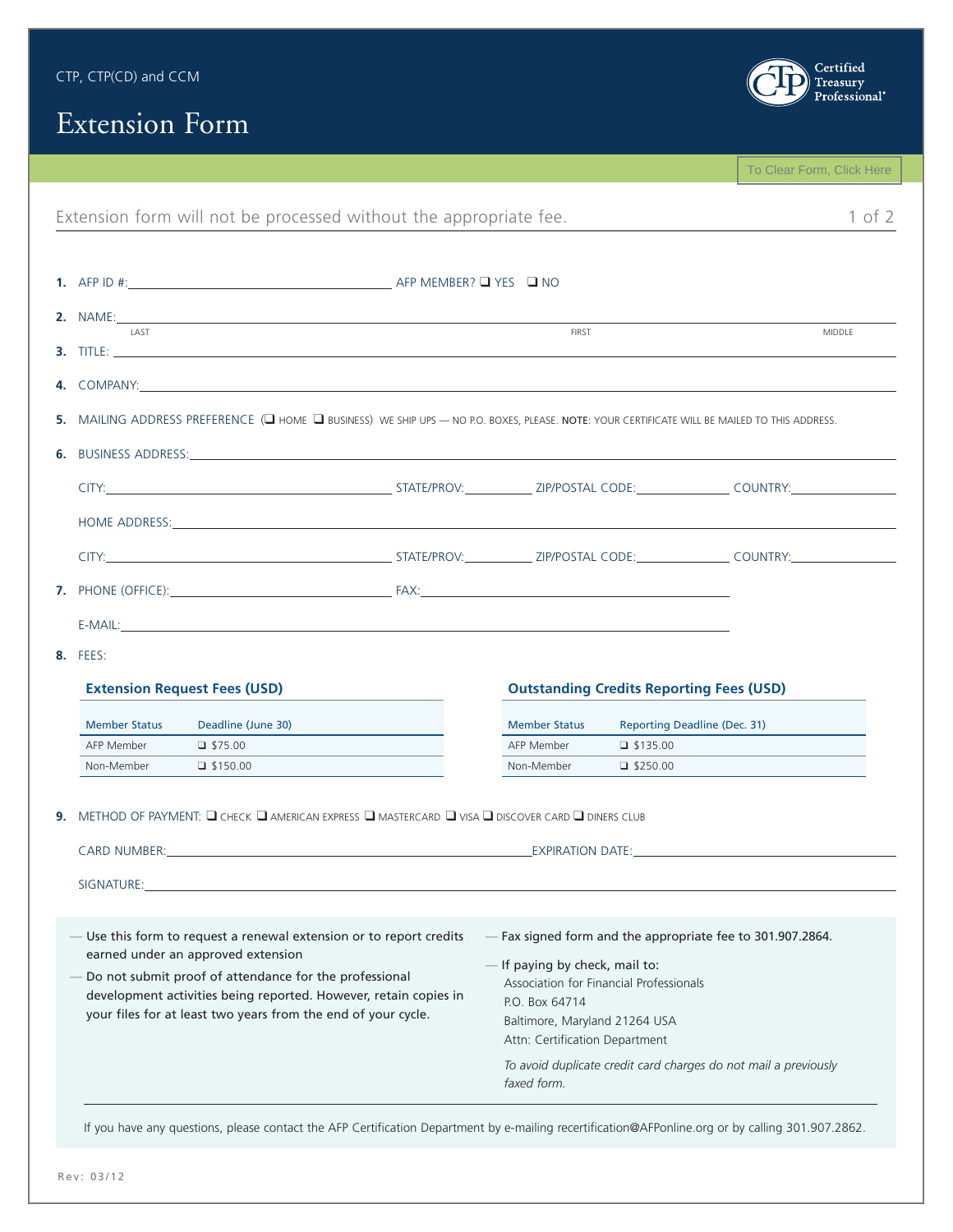CTP, CTP(CD) and CCM

# Extension Form

Certified Treasury Professional®

To Clear Form, Click Here

Extension form will not be processed without the appropriate fee.

**1.** AFP ID #:\_\_\_\_\_\_\_\_\_\_\_\_\_\_\_\_ AFP MEMBER? ❑ YES ❑ NO

**2.** NAME:\_\_\_\_\_\_\_\_\_\_\_\_\_\_\_\_\_\_\_\_\_\_\_\_\_\_\_\_\_\_\_\_\_\_\_\_\_\_\_\_\_\_\_\_
LAST FIRST MIDDLE

**3.** TITLE:\_\_\_\_\_\_\_\_\_\_\_\_\_\_\_\_\_\_\_\_\_\_\_\_\_\_\_\_\_\_\_\_\_\_\_\_\_\_\_\_\_\_\_\_

**4.** COMPANY:\_\_\_\_\_\_\_\_\_\_\_\_\_\_\_\_\_\_\_\_\_\_\_\_\_\_\_\_\_\_\_\_\_\_\_\_\_\_\_\_

**5.** MAILING ADDRESS PREFERENCE (❑ HOME ❑ BUSINESS) WE SHIP UPS — NO P.O. BOXES, PLEASE. **NOTE**: YOUR CERTIFICATE WILL BE MAILED TO THIS ADDRESS.

**6.** BUSINESS ADDRESS:\_\_\_\_\_\_\_\_\_\_\_\_\_\_\_\_\_\_\_\_\_\_\_\_\_\_\_\_\_\_\_\_\_\_\_\_

CITY:\_\_\_\_\_\_\_\_\_\_\_\_ STATE/PROV:\_\_\_\_\_\_ ZIP/POSTAL CODE:\_\_\_\_\_\_ COUNTRY:\_\_\_\_\_\_

HOME ADDRESS:\_\_\_\_\_\_\_\_\_\_\_\_\_\_\_\_\_\_\_\_\_\_\_\_\_\_\_\_\_\_\_\_\_\_\_\_\_\_\_\_

CITY:\_\_\_\_\_\_\_\_\_\_\_\_ STATE/PROV:\_\_\_\_\_\_ ZIP/POSTAL CODE:\_\_\_\_\_\_ COUNTRY:\_\_\_\_\_\_

**7.** PHONE (OFFICE):\_\_\_\_\_\_\_\_\_\_\_\_\_\_\_\_ FAX:\_\_\_\_\_\_\_\_\_\_\_\_\_\_\_\_

E-MAIL:\_\_\_\_\_\_\_\_\_\_\_\_\_\_\_\_\_\_\_\_\_\_\_\_\_\_\_\_\_\_\_\_\_\_\_\_\_\_\_\_

**8.** FEES:

**Extension Request Fees (USD)**

| Member Status | Deadline (June 30) |
|---|---|
| AFP Member | ❑ $75.00 |
| Non-Member | ❑ $150.00 |

**Outstanding Credits Reporting Fees (USD)**

| Member Status | Reporting Deadline (Dec. 31) |
|---|---|
| AFP Member | ❑ $135.00 |
| Non-Member | ❑ $250.00 |

**9.** METHOD OF PAYMENT: ❑ CHECK ❑ AMERICAN EXPRESS ❑ MASTERCARD ❑ VISA ❑ DISCOVER CARD ❑ DINERS CLUB

CARD NUMBER:\_\_\_\_\_\_\_\_\_\_\_\_\_\_\_\_\_\_\_\_\_\_\_\_ EXPIRATION DATE:\_\_\_\_\_\_\_\_\_\_\_\_

SIGNATURE:\_\_\_\_\_\_\_\_\_\_\_\_\_\_\_\_\_\_\_\_\_\_\_\_\_\_\_\_\_\_\_\_\_\_\_\_\_\_\_\_

— Use this form to request a renewal extension or to report credits earned under an approved extension

— Do not submit proof of attendance for the professional development activities being reported. However, retain copies in your files for at least two years from the end of your cycle.

— Fax signed form and the appropriate fee to 301.907.2864.

— If paying by check, mail to:
Association for Financial Professionals
P.O. Box 64714
Baltimore, Maryland 21264 USA
Attn: Certification Department

*To avoid duplicate credit card charges do not mail a previously faxed form.*

If you have any questions, please contact the AFP Certification Department by e-mailing recertification@AFPonline.org or by calling 301.907.2862.

Rev: 03/12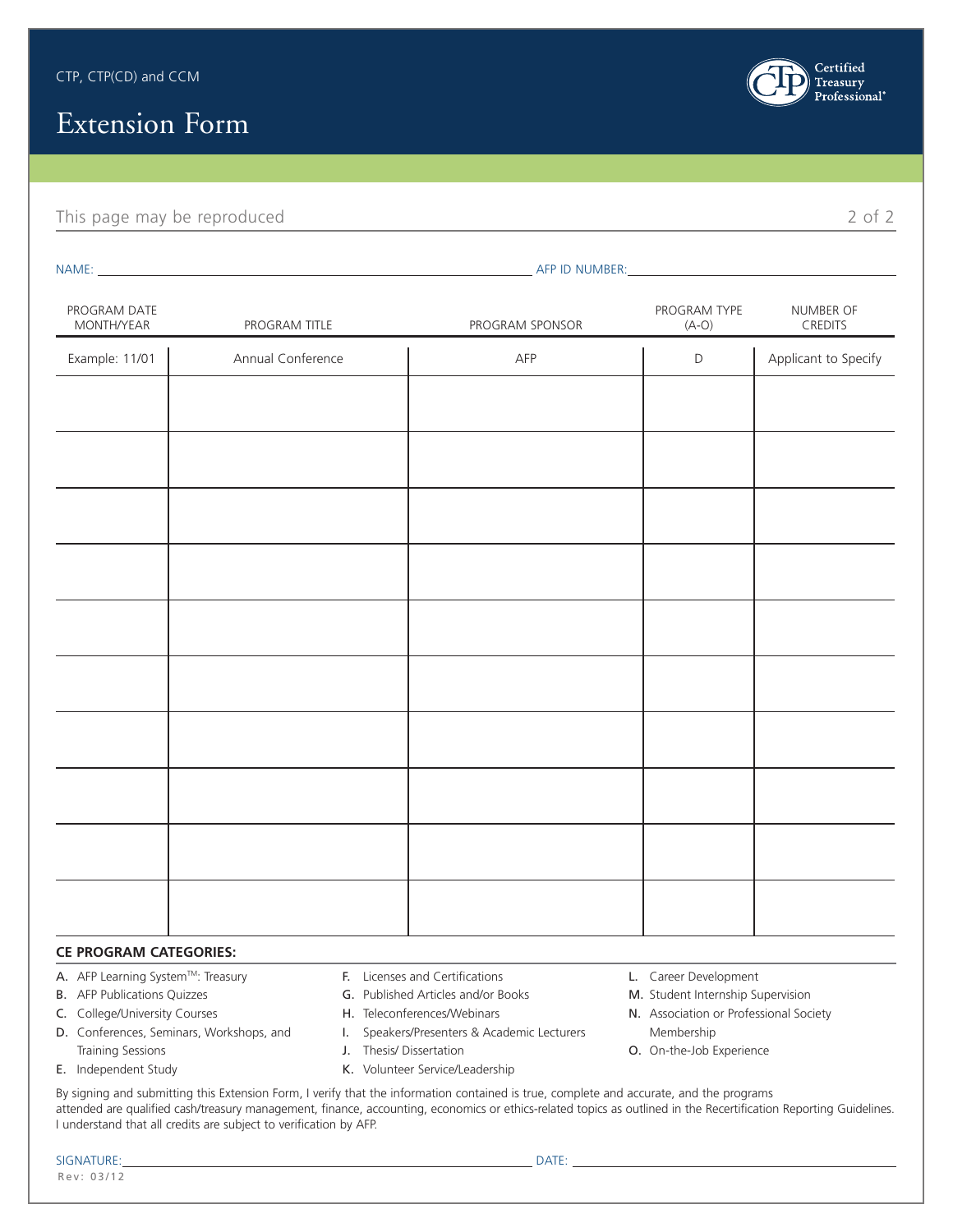CTP, CTP(CD) and CCM

# Extension Form

Certified Treasury Professional®

This page may be reproduced

NAME: ______________________ AFP ID NUMBER: ______________________

| PROGRAM DATE MONTH/YEAR | PROGRAM TITLE | PROGRAM SPONSOR | PROGRAM TYPE (A-O) | NUMBER OF CREDITS |
|---|---|---|---|---|
| Example: 11/01 | Annual Conference | AFP | D | Applicant to Specify |
| | | | | |
| | | | | |
| | | | | |
| | | | | |
| | | | | |
| | | | | |
| | | | | |
| | | | | |
| | | | | |
| | | | | |

**CE PROGRAM CATEGORIES:**

- A. AFP Learning System™: Treasury
- B. AFP Publications Quizzes
- C. College/University Courses
- D. Conferences, Seminars, Workshops, and Training Sessions
- E. Independent Study
- F. Licenses and Certifications
- G. Published Articles and/or Books
- H. Teleconferences/Webinars
- I. Speakers/Presenters & Academic Lecturers
- J. Thesis/ Dissertation
- K. Volunteer Service/Leadership
- L. Career Development
- M. Student Internship Supervision
- N. Association or Professional Society Membership
- O. On-the-Job Experience

By signing and submitting this Extension Form, I verify that the information contained is true, complete and accurate, and the programs attended are qualified cash/treasury management, finance, accounting, economics or ethics-related topics as outlined in the Recertification Reporting Guidelines. I understand that all credits are subject to verification by AFP.

SIGNATURE: ______________________ DATE: ______________________

Rev: 03/12